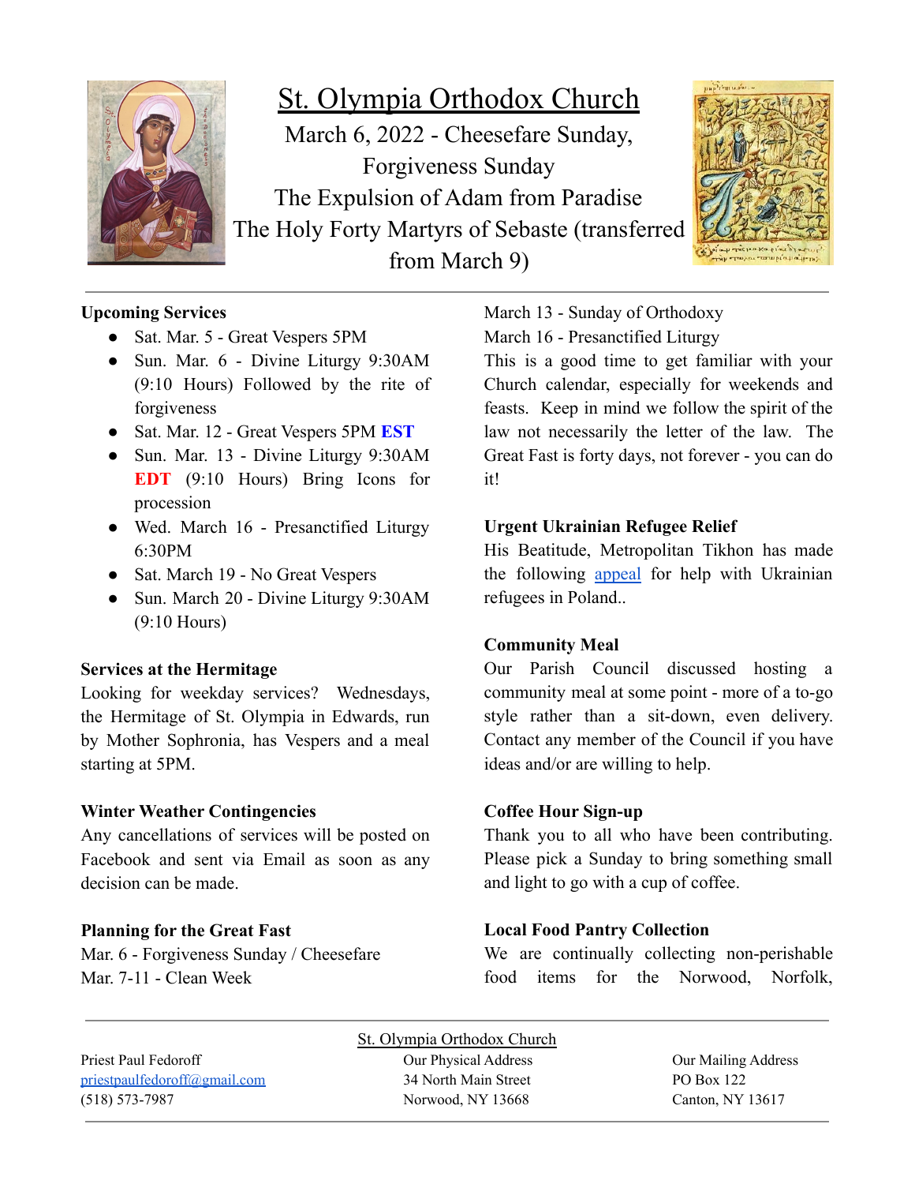# St. Olympia Orthodox Church

March 6, 2022 - Cheesefare Sunday, Forgiveness Sunday
The Expulsion of Adam from Paradise
The Holy Forty Martyrs of Sebaste (transferred from March 9)

**Upcoming Services**

- Sat. Mar. 5 - Great Vespers 5PM
- Sun. Mar. 6 - Divine Liturgy 9:30AM (9:10 Hours) Followed by the rite of forgiveness
- Sat. Mar. 12 - Great Vespers 5PM **EST**
- Sun. Mar. 13 - Divine Liturgy 9:30AM **EDT** (9:10 Hours) Bring Icons for procession
- Wed. March 16 - Presanctified Liturgy 6:30PM
- Sat. March 19 - No Great Vespers
- Sun. March 20 - Divine Liturgy 9:30AM (9:10 Hours)

**Services at the Hermitage**

Looking for weekday services? Wednesdays, the Hermitage of St. Olympia in Edwards, run by Mother Sophronia, has Vespers and a meal starting at 5PM.

**Winter Weather Contingencies**

Any cancellations of services will be posted on Facebook and sent via Email as soon as any decision can be made.

**Planning for the Great Fast**

Mar. 6 - Forgiveness Sunday / Cheesefare
Mar. 7-11 - Clean Week
March 13 - Sunday of Orthodoxy
March 16 - Presanctified Liturgy

This is a good time to get familiar with your Church calendar, especially for weekends and feasts. Keep in mind we follow the spirit of the law not necessarily the letter of the law. The Great Fast is forty days, not forever - you can do it!

**Urgent Ukrainian Refugee Relief**

His Beatitude, Metropolitan Tikhon has made the following appeal for help with Ukrainian refugees in Poland..

**Community Meal**

Our Parish Council discussed hosting a community meal at some point - more of a to-go style rather than a sit-down, even delivery. Contact any member of the Council if you have ideas and/or are willing to help.

**Coffee Hour Sign-up**

Thank you to all who have been contributing. Please pick a Sunday to bring something small and light to go with a cup of coffee.

**Local Food Pantry Collection**

We are continually collecting non-perishable food items for the Norwood, Norfolk,

---

St. Olympia Orthodox Church

Priest Paul Fedoroff
priestpaulfedoroff@gmail.com
(518) 573-7987

Our Physical Address
34 North Main Street
Norwood, NY 13668

Our Mailing Address
PO Box 122
Canton, NY 13617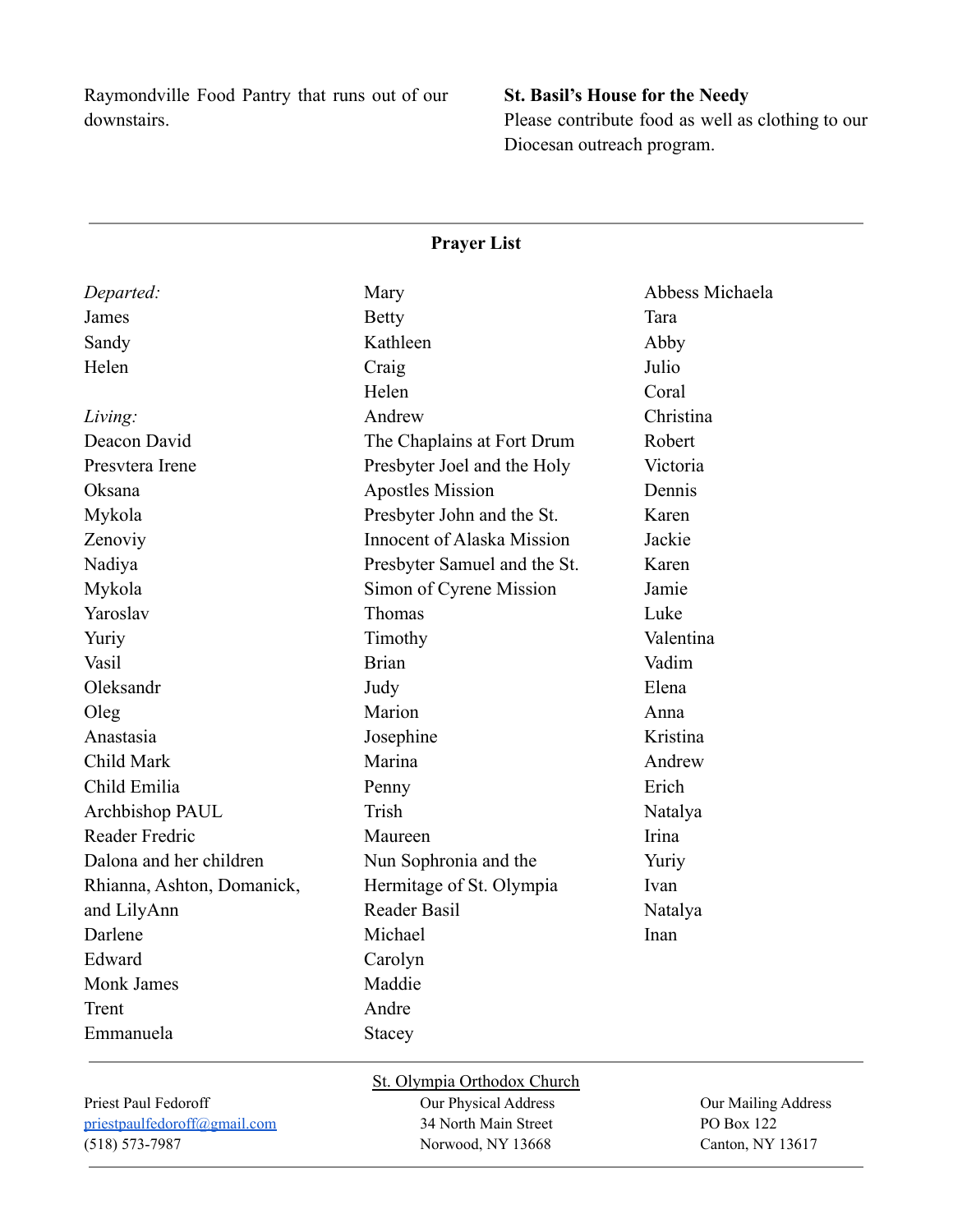Raymondville Food Pantry that runs out of our downstairs.

**St. Basil's House for the Needy**
Please contribute food as well as clothing to our Diocesan outreach program.

---

**Prayer List**

*Departed:*
James
Sandy
Helen

*Living:*
Deacon David
Presvtera Irene
Oksana
Mykola
Zenoviy
Nadiya
Mykola
Yaroslav
Yuriy
Vasil
Oleksandr
Oleg
Anastasia
Child Mark
Child Emilia
Archbishop PAUL
Reader Fredric
Dalona and her children Rhianna, Ashton, Domanick, and LilyAnn
Darlene
Edward
Monk James
Trent
Emmanuela
Mary
Betty
Kathleen
Craig
Helen
Andrew
The Chaplains at Fort Drum
Presbyter Joel and the Holy Apostles Mission
Presbyter John and the St. Innocent of Alaska Mission
Presbyter Samuel and the St. Simon of Cyrene Mission
Thomas
Timothy
Brian
Judy
Marion
Josephine
Marina
Penny
Trish
Maureen
Nun Sophronia and the Hermitage of St. Olympia
Reader Basil
Michael
Carolyn
Maddie
Andre
Stacey
Abbess Michaela
Tara
Abby
Julio
Coral
Christina
Robert
Victoria
Dennis
Karen
Jackie
Karen
Jamie
Luke
Valentina
Vadim
Elena
Anna
Kristina
Andrew
Erich
Natalya
Irina
Yuriy
Ivan
Natalya
Inan

---

St. Olympia Orthodox Church

Priest Paul Fedoroff
priestpaulfedoroff@gmail.com
(518) 573-7987

Our Physical Address
34 North Main Street
Norwood, NY 13668

Our Mailing Address
PO Box 122
Canton, NY 13617